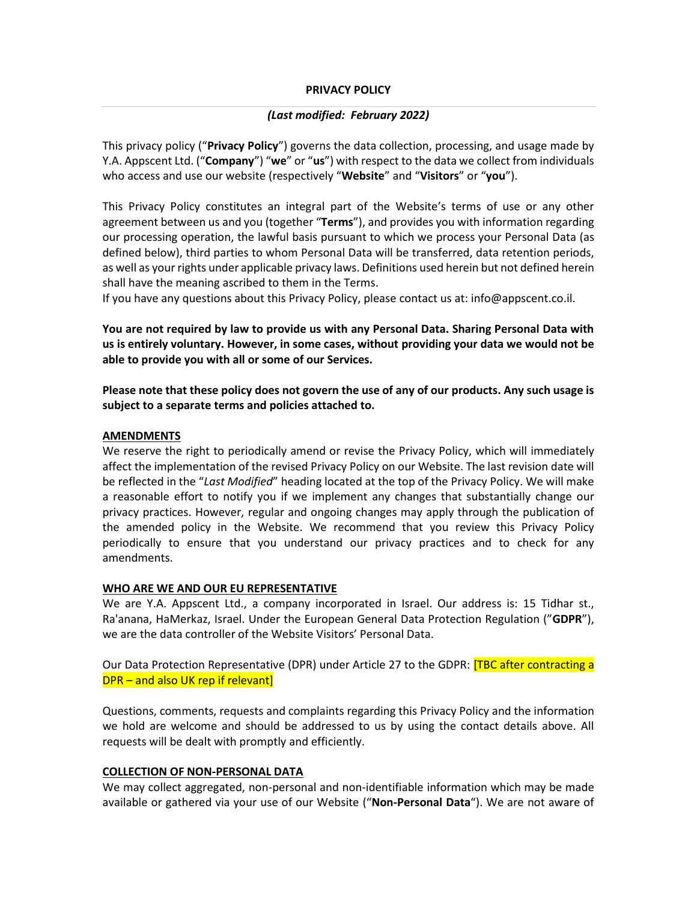# PRIVACY POLICY

***(Last modified: February 2022)***

This privacy policy ("**Privacy Policy**") governs the data collection, processing, and usage made by Y.A. Appscent Ltd. ("**Company**") "**we**" or "**us**") with respect to the data we collect from individuals who access and use our website (respectively "**Website**" and "**Visitors**" or "**you**").

This Privacy Policy constitutes an integral part of the Website's terms of use or any other agreement between us and you (together "**Terms**"), and provides you with information regarding our processing operation, the lawful basis pursuant to which we process your Personal Data (as defined below), third parties to whom Personal Data will be transferred, data retention periods, as well as your rights under applicable privacy laws. Definitions used herein but not defined herein shall have the meaning ascribed to them in the Terms.
If you have any questions about this Privacy Policy, please contact us at: info@appscent.co.il.

**You are not required by law to provide us with any Personal Data. Sharing Personal Data with us is entirely voluntary. However, in some cases, without providing your data we would not be able to provide you with all or some of our Services.**

**Please note that these policy does not govern the use of any of our products. Any such usage is subject to a separate terms and policies attached to.**

## AMENDMENTS

We reserve the right to periodically amend or revise the Privacy Policy, which will immediately affect the implementation of the revised Privacy Policy on our Website. The last revision date will be reflected in the "*Last Modified*" heading located at the top of the Privacy Policy. We will make a reasonable effort to notify you if we implement any changes that substantially change our privacy practices. However, regular and ongoing changes may apply through the publication of the amended policy in the Website. We recommend that you review this Privacy Policy periodically to ensure that you understand our privacy practices and to check for any amendments.

## WHO ARE WE AND OUR EU REPRESENTATIVE

We are Y.A. Appscent Ltd., a company incorporated in Israel. Our address is: 15 Tidhar st., Ra'anana, HaMerkaz, Israel. Under the European General Data Protection Regulation ("**GDPR**"), we are the data controller of the Website Visitors' Personal Data.

Our Data Protection Representative (DPR) under Article 27 to the GDPR: [TBC after contracting a DPR – and also UK rep if relevant]

Questions, comments, requests and complaints regarding this Privacy Policy and the information we hold are welcome and should be addressed to us by using the contact details above. All requests will be dealt with promptly and efficiently.

## COLLECTION OF NON-PERSONAL DATA

We may collect aggregated, non-personal and non-identifiable information which may be made available or gathered via your use of our Website ("**Non-Personal Data**"). We are not aware of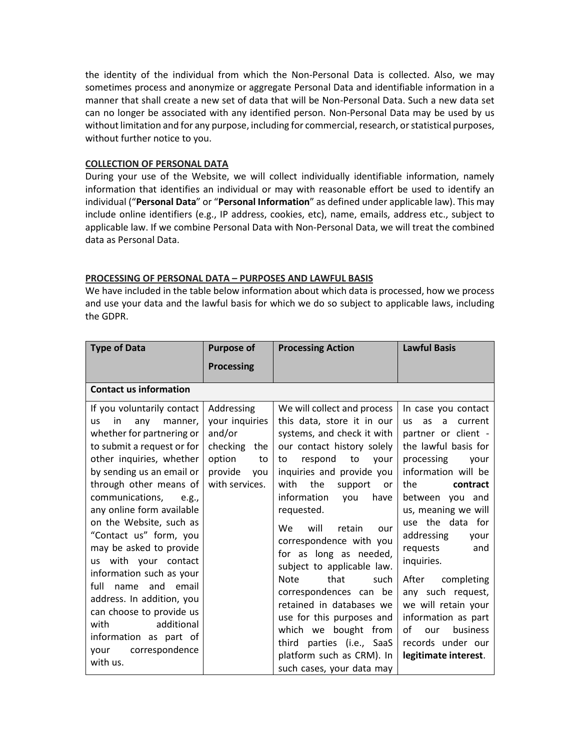the identity of the individual from which the Non-Personal Data is collected. Also, we may sometimes process and anonymize or aggregate Personal Data and identifiable information in a manner that shall create a new set of data that will be Non-Personal Data. Such a new data set can no longer be associated with any identified person. Non-Personal Data may be used by us without limitation and for any purpose, including for commercial, research, or statistical purposes, without further notice to you.

## COLLECTION OF PERSONAL DATA

During your use of the Website, we will collect individually identifiable information, namely information that identifies an individual or may with reasonable effort be used to identify an individual ("**Personal Data**" or "**Personal Information**" as defined under applicable law). This may include online identifiers (e.g., IP address, cookies, etc), name, emails, address etc., subject to applicable law. If we combine Personal Data with Non-Personal Data, we will treat the combined data as Personal Data.

## PROCESSING OF PERSONAL DATA – PURPOSES AND LAWFUL BASIS

We have included in the table below information about which data is processed, how we process and use your data and the lawful basis for which we do so subject to applicable laws, including the GDPR.

| Type of Data | Purpose of Processing | Processing Action | Lawful Basis |
|---|---|---|---|
| **Contact us information** | | | |
| If you voluntarily contact us in any manner, whether for partnering or to submit a request or for other inquiries, whether by sending us an email or through other means of communications, e.g., any online form available on the Website, such as "Contact us" form, you may be asked to provide us with your contact information such as your full name and email address. In addition, you can choose to provide us with additional information as part of your correspondence with us. | Addressing your inquiries and/or checking the option to provide you with services. | We will collect and process this data, store it in our systems, and check it with our contact history solely to respond to your inquiries and provide you with the support or information you have requested.<br><br>We will retain our correspondence with you for as long as needed, subject to applicable law. Note that such correspondences can be retained in databases we use for this purposes and which we bought from third parties (i.e., SaaS platform such as CRM). In such cases, your data may | In case you contact us as a current partner or client - the lawful basis for processing your information will be the **contract** between you and us, meaning we will use the data for addressing your requests and inquiries.<br><br>After completing any such request, we will retain your information as part of our business records under our **legitimate interest**. |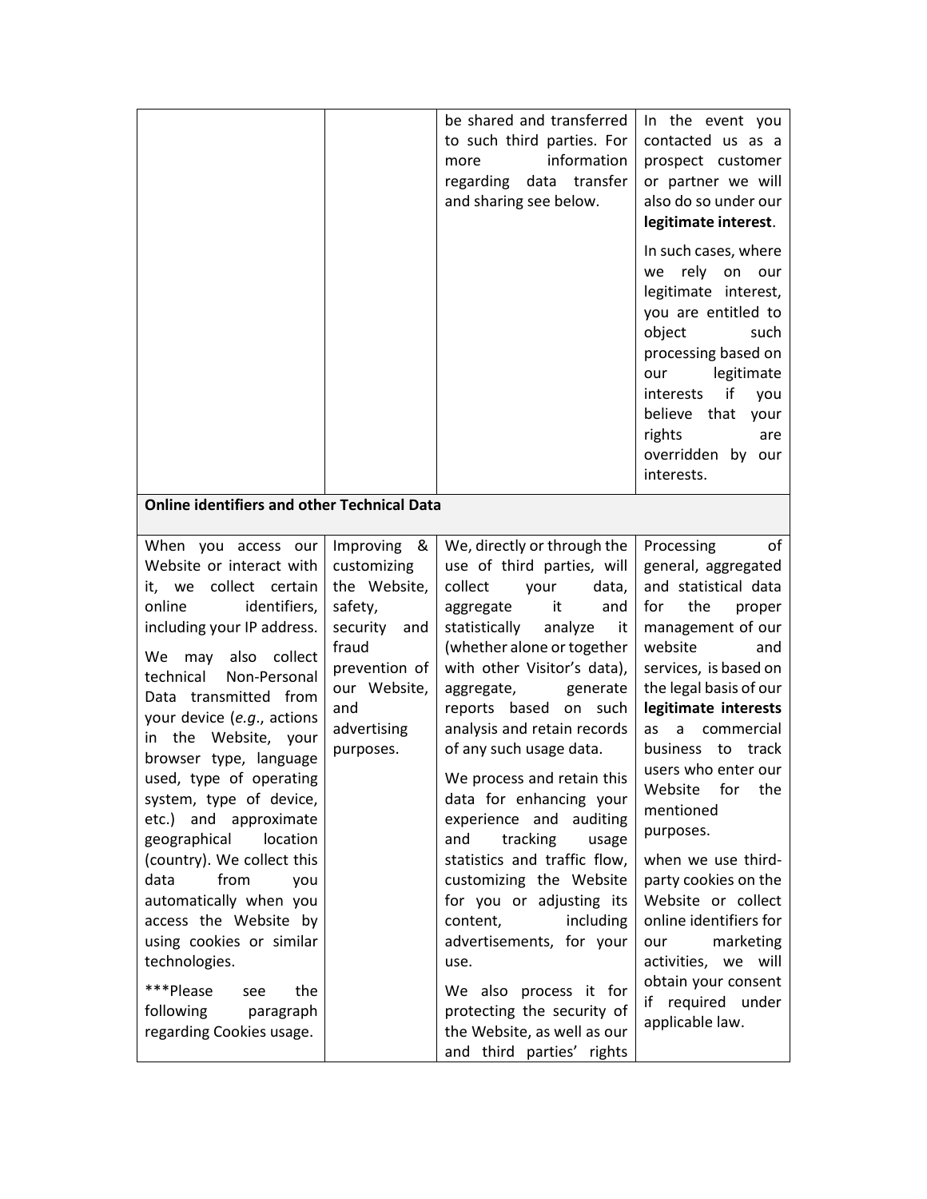| | | | |
|---|---|---|---|
| | | be shared and transferred to such third parties. For more information regarding data transfer and sharing see below. | In the event you contacted us as a prospect customer or partner we will also do so under our **legitimate interest**.<br><br>In such cases, where we rely on our legitimate interest, you are entitled to object such processing based on our legitimate interests if you believe that your rights are overridden by our interests. |
| **Online identifiers and other Technical Data** | | | |
| When you access our Website or interact with it, we collect certain online identifiers, including your IP address.<br><br>We may also collect technical Non-Personal Data transmitted from your device (*e.g.*, actions in the Website, your browser type, language used, type of operating system, type of device, etc.) and approximate geographical location (country). We collect this data from you automatically when you access the Website by using cookies or similar technologies.<br><br>***Please see the following paragraph regarding Cookies usage. | Improving & customizing the Website, safety, security and fraud prevention of our Website, and advertising purposes. | We, directly or through the use of third parties, will collect your data, aggregate it and statistically analyze it (whether alone or together with other Visitor's data), aggregate, generate reports based on such analysis and retain records of any such usage data.<br><br>We process and retain this data for enhancing your experience and auditing and tracking usage statistics and traffic flow, customizing the Website for you or adjusting its content, including advertisements, for your use.<br><br>We also process it for protecting the security of the Website, as well as our and third parties' rights | Processing of general, aggregated and statistical data for the proper management of our website and services, is based on the legal basis of our **legitimate interests** as a commercial business to track users who enter our Website for the mentioned purposes.<br><br>when we use third-party cookies on the Website or collect online identifiers for our marketing activities, we will obtain your consent if required under applicable law. |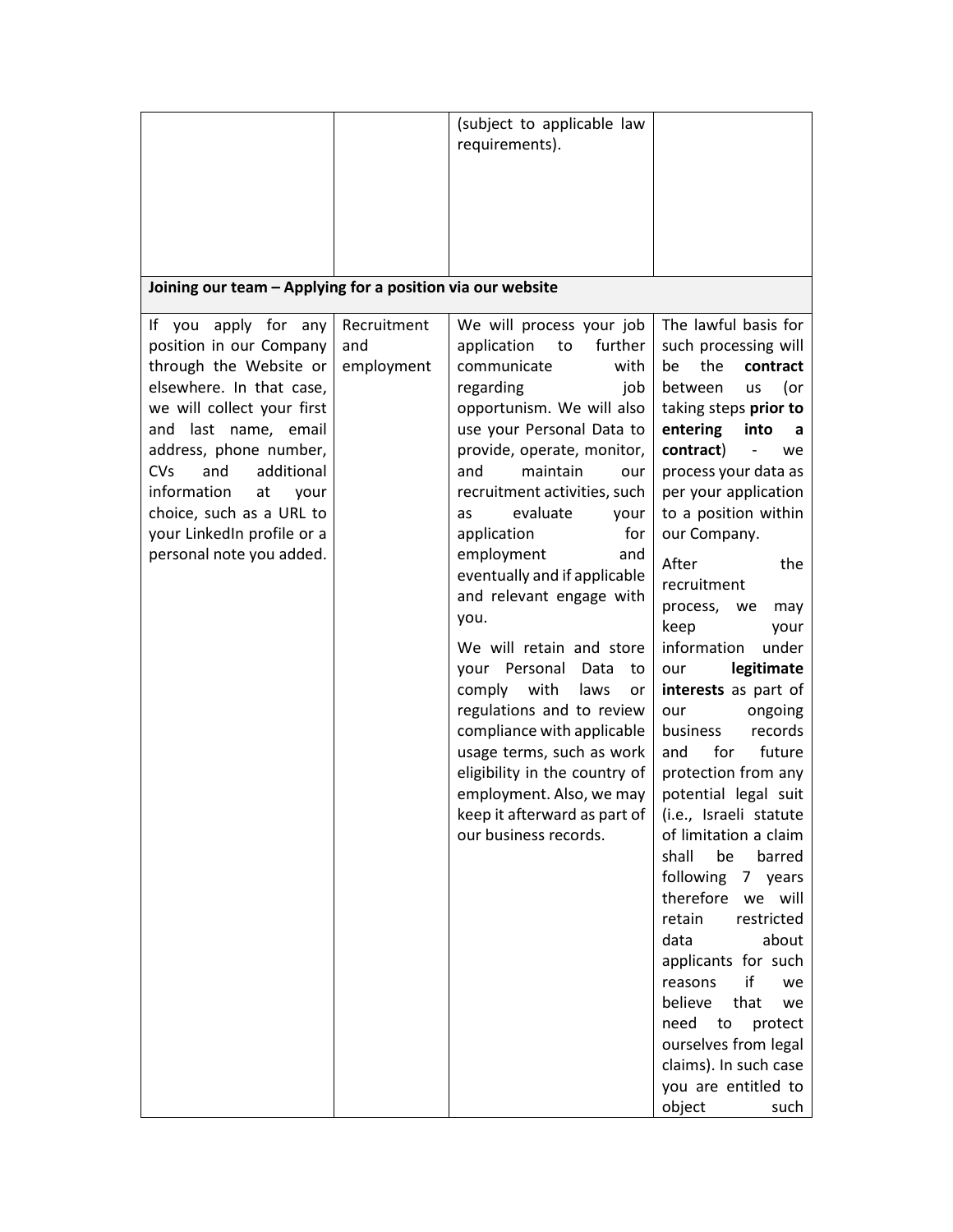| | | | |
|---|---|---|---|
| | | (subject to applicable law requirements). | |
| **Joining our team – Applying for a position via our website** | | | |
| If you apply for any position in our Company through the Website or elsewhere. In that case, we will collect your first and last name, email address, phone number, CVs and additional information at your choice, such as a URL to your LinkedIn profile or a personal note you added. | Recruitment and employment | We will process your job application to further communicate with regarding job opportunism. We will also use your Personal Data to provide, operate, monitor, and maintain our recruitment activities, such as evaluate your application for employment and eventually and if applicable and relevant engage with you.<br><br>We will retain and store your Personal Data to comply with laws or regulations and to review compliance with applicable usage terms, such as work eligibility in the country of employment. Also, we may keep it afterward as part of our business records. | The lawful basis for such processing will be the **contract** between us (or taking steps **prior to entering into a contract**) - we process your data as per your application to a position within our Company.<br><br>After the recruitment process, we may keep your information under our **legitimate interests** as part of our ongoing business records and for future protection from any potential legal suit (i.e., Israeli statute of limitation a claim shall be barred following 7 years therefore we will retain restricted data about applicants for such reasons if we believe that we need to protect ourselves from legal claims). In such case you are entitled to object such |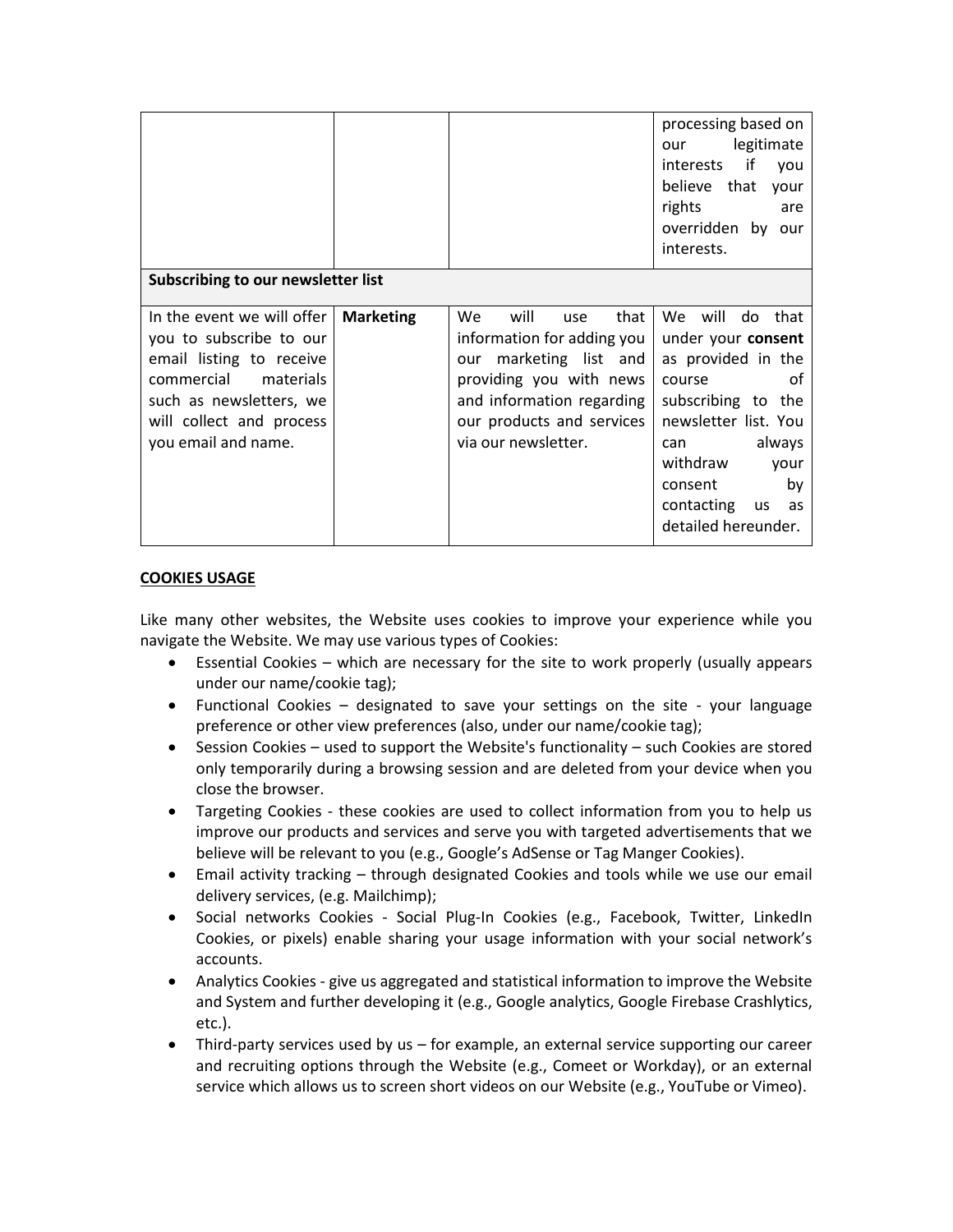| | | | |
|---|---|---|---|
| | | | processing based on our legitimate interests if you believe that your rights are overridden by our interests. |
| **Subscribing to our newsletter list** | | | |
| In the event we will offer you to subscribe to our email listing to receive commercial materials such as newsletters, we will collect and process you email and name. | **Marketing** | We will use that information for adding you our marketing list and providing you with news and information regarding our products and services via our newsletter. | We will do that under your **consent** as provided in the course of subscribing to the newsletter list. You can always withdraw your consent by contacting us as detailed hereunder. |

## COOKIES USAGE

Like many other websites, the Website uses cookies to improve your experience while you navigate the Website. We may use various types of Cookies:

- Essential Cookies – which are necessary for the site to work properly (usually appears under our name/cookie tag);
- Functional Cookies – designated to save your settings on the site - your language preference or other view preferences (also, under our name/cookie tag);
- Session Cookies – used to support the Website's functionality – such Cookies are stored only temporarily during a browsing session and are deleted from your device when you close the browser.
- Targeting Cookies - these cookies are used to collect information from you to help us improve our products and services and serve you with targeted advertisements that we believe will be relevant to you (e.g., Google's AdSense or Tag Manger Cookies).
- Email activity tracking – through designated Cookies and tools while we use our email delivery services, (e.g. Mailchimp);
- Social networks Cookies - Social Plug-In Cookies (e.g., Facebook, Twitter, LinkedIn Cookies, or pixels) enable sharing your usage information with your social network's accounts.
- Analytics Cookies - give us aggregated and statistical information to improve the Website and System and further developing it (e.g., Google analytics, Google Firebase Crashlytics, etc.).
- Third-party services used by us – for example, an external service supporting our career and recruiting options through the Website (e.g., Comeet or Workday), or an external service which allows us to screen short videos on our Website (e.g., YouTube or Vimeo).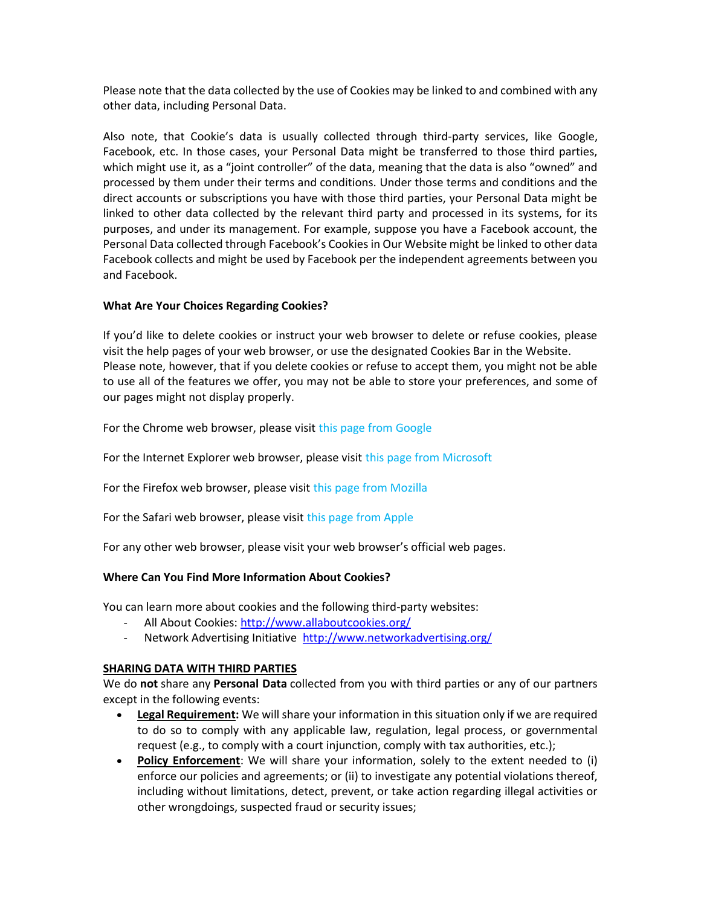Please note that the data collected by the use of Cookies may be linked to and combined with any other data, including Personal Data.

Also note, that Cookie's data is usually collected through third-party services, like Google, Facebook, etc. In those cases, your Personal Data might be transferred to those third parties, which might use it, as a "joint controller" of the data, meaning that the data is also "owned" and processed by them under their terms and conditions. Under those terms and conditions and the direct accounts or subscriptions you have with those third parties, your Personal Data might be linked to other data collected by the relevant third party and processed in its systems, for its purposes, and under its management. For example, suppose you have a Facebook account, the Personal Data collected through Facebook's Cookies in Our Website might be linked to other data Facebook collects and might be used by Facebook per the independent agreements between you and Facebook.

**What Are Your Choices Regarding Cookies?**

If you'd like to delete cookies or instruct your web browser to delete or refuse cookies, please visit the help pages of your web browser, or use the designated Cookies Bar in the Website. Please note, however, that if you delete cookies or refuse to accept them, you might not be able to use all of the features we offer, you may not be able to store your preferences, and some of our pages might not display properly.

For the Chrome web browser, please visit this page from Google

For the Internet Explorer web browser, please visit this page from Microsoft

For the Firefox web browser, please visit this page from Mozilla

For the Safari web browser, please visit this page from Apple

For any other web browser, please visit your web browser's official web pages.

**Where Can You Find More Information About Cookies?**

You can learn more about cookies and the following third-party websites:

- All About Cookies: http://www.allaboutcookies.org/
- Network Advertising Initiative http://www.networkadvertising.org/

**SHARING DATA WITH THIRD PARTIES**

We do **not** share any **Personal Data** collected from you with third parties or any of our partners except in the following events:

- **Legal Requirement:** We will share your information in this situation only if we are required to do so to comply with any applicable law, regulation, legal process, or governmental request (e.g., to comply with a court injunction, comply with tax authorities, etc.);
- **Policy Enforcement**: We will share your information, solely to the extent needed to (i) enforce our policies and agreements; or (ii) to investigate any potential violations thereof, including without limitations, detect, prevent, or take action regarding illegal activities or other wrongdoings, suspected fraud or security issues;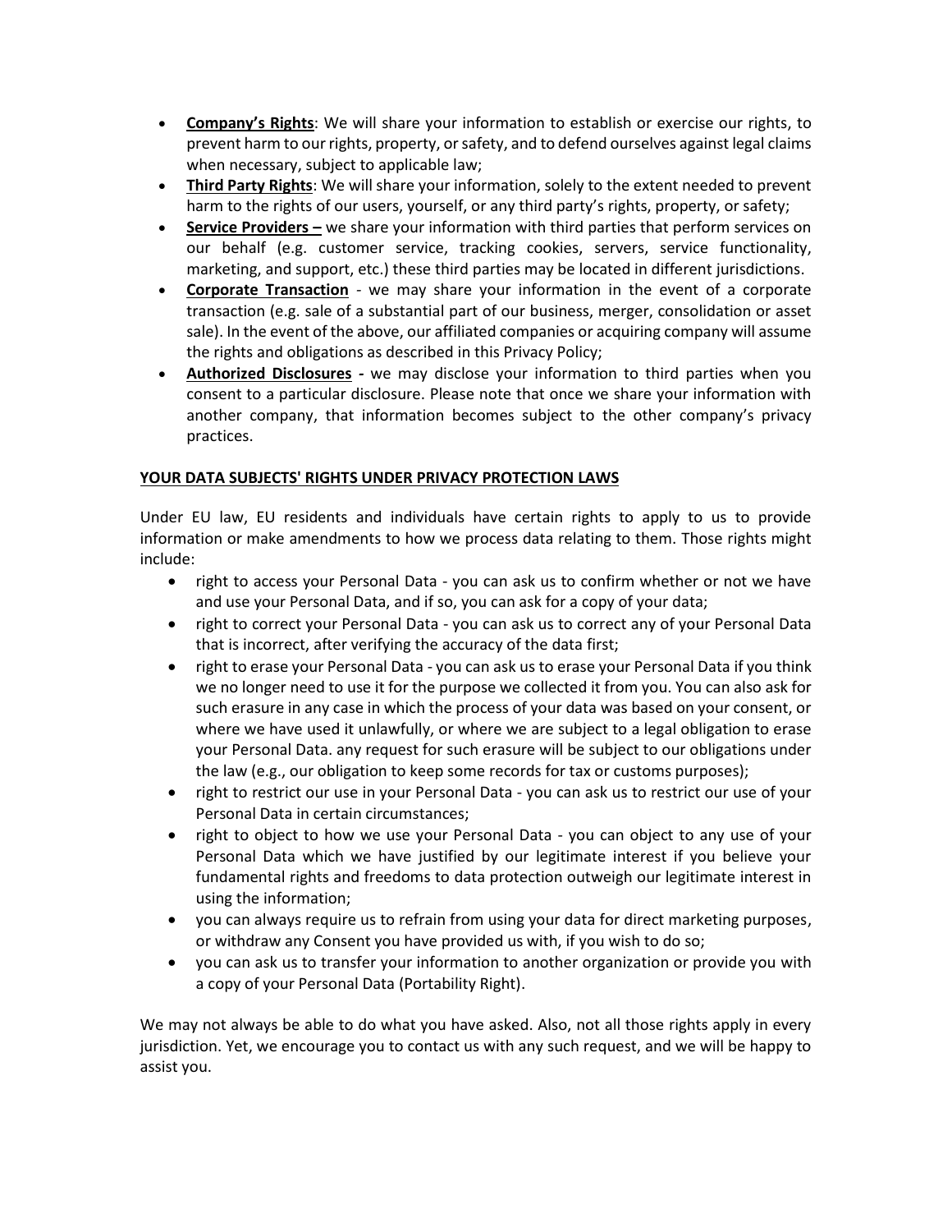- **Company's Rights**: We will share your information to establish or exercise our rights, to prevent harm to our rights, property, or safety, and to defend ourselves against legal claims when necessary, subject to applicable law;
- **Third Party Rights**: We will share your information, solely to the extent needed to prevent harm to the rights of our users, yourself, or any third party's rights, property, or safety;
- **Service Providers –** we share your information with third parties that perform services on our behalf (e.g. customer service, tracking cookies, servers, service functionality, marketing, and support, etc.) these third parties may be located in different jurisdictions.
- **Corporate Transaction** - we may share your information in the event of a corporate transaction (e.g. sale of a substantial part of our business, merger, consolidation or asset sale). In the event of the above, our affiliated companies or acquiring company will assume the rights and obligations as described in this Privacy Policy;
- **Authorized Disclosures -** we may disclose your information to third parties when you consent to a particular disclosure. Please note that once we share your information with another company, that information becomes subject to the other company's privacy practices.

**YOUR DATA SUBJECTS' RIGHTS UNDER PRIVACY PROTECTION LAWS**

Under EU law, EU residents and individuals have certain rights to apply to us to provide information or make amendments to how we process data relating to them. Those rights might include:

- right to access your Personal Data - you can ask us to confirm whether or not we have and use your Personal Data, and if so, you can ask for a copy of your data;
- right to correct your Personal Data - you can ask us to correct any of your Personal Data that is incorrect, after verifying the accuracy of the data first;
- right to erase your Personal Data - you can ask us to erase your Personal Data if you think we no longer need to use it for the purpose we collected it from you. You can also ask for such erasure in any case in which the process of your data was based on your consent, or where we have used it unlawfully, or where we are subject to a legal obligation to erase your Personal Data. any request for such erasure will be subject to our obligations under the law (e.g., our obligation to keep some records for tax or customs purposes);
- right to restrict our use in your Personal Data - you can ask us to restrict our use of your Personal Data in certain circumstances;
- right to object to how we use your Personal Data - you can object to any use of your Personal Data which we have justified by our legitimate interest if you believe your fundamental rights and freedoms to data protection outweigh our legitimate interest in using the information;
- you can always require us to refrain from using your data for direct marketing purposes, or withdraw any Consent you have provided us with, if you wish to do so;
- you can ask us to transfer your information to another organization or provide you with a copy of your Personal Data (Portability Right).

We may not always be able to do what you have asked. Also, not all those rights apply in every jurisdiction. Yet, we encourage you to contact us with any such request, and we will be happy to assist you.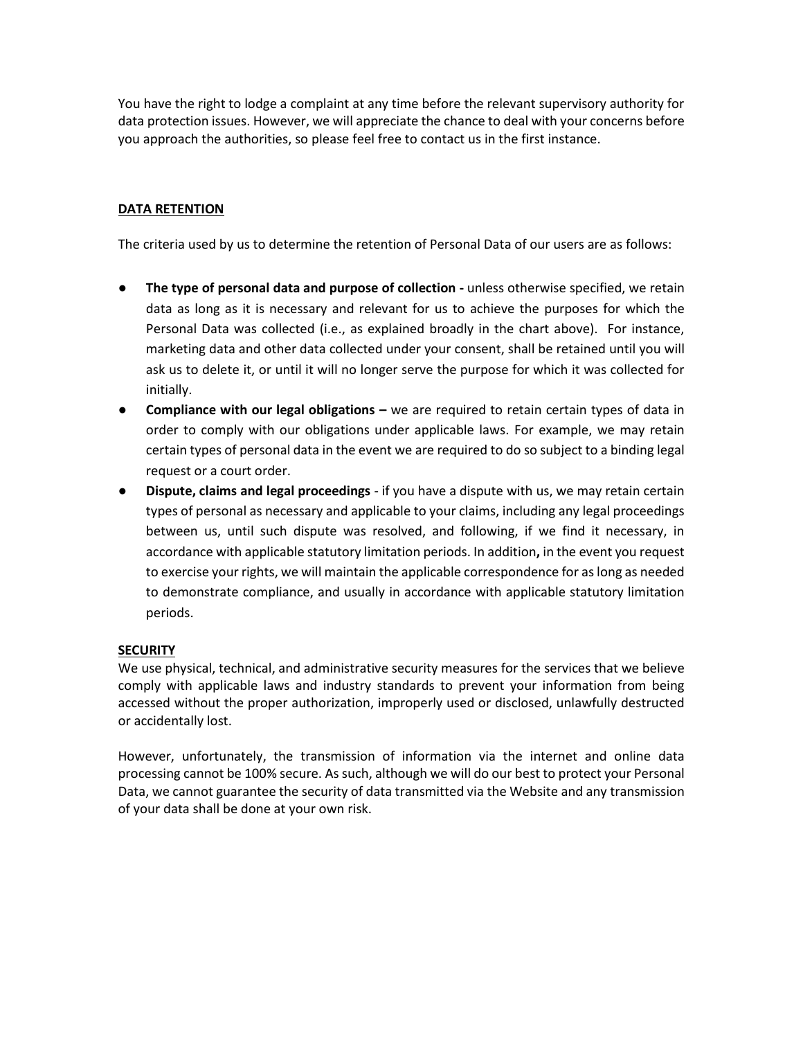You have the right to lodge a complaint at any time before the relevant supervisory authority for data protection issues. However, we will appreciate the chance to deal with your concerns before you approach the authorities, so please feel free to contact us in the first instance.

## DATA RETENTION

The criteria used by us to determine the retention of Personal Data of our users are as follows:

- **The type of personal data and purpose of collection -** unless otherwise specified, we retain data as long as it is necessary and relevant for us to achieve the purposes for which the Personal Data was collected (i.e., as explained broadly in the chart above). For instance, marketing data and other data collected under your consent, shall be retained until you will ask us to delete it, or until it will no longer serve the purpose for which it was collected for initially.
- **Compliance with our legal obligations –** we are required to retain certain types of data in order to comply with our obligations under applicable laws. For example, we may retain certain types of personal data in the event we are required to do so subject to a binding legal request or a court order.
- **Dispute, claims and legal proceedings** - if you have a dispute with us, we may retain certain types of personal as necessary and applicable to your claims, including any legal proceedings between us, until such dispute was resolved, and following, if we find it necessary, in accordance with applicable statutory limitation periods. In addition**,** in the event you request to exercise your rights, we will maintain the applicable correspondence for as long as needed to demonstrate compliance, and usually in accordance with applicable statutory limitation periods.

## SECURITY

We use physical, technical, and administrative security measures for the services that we believe comply with applicable laws and industry standards to prevent your information from being accessed without the proper authorization, improperly used or disclosed, unlawfully destructed or accidentally lost.

However, unfortunately, the transmission of information via the internet and online data processing cannot be 100% secure. As such, although we will do our best to protect your Personal Data, we cannot guarantee the security of data transmitted via the Website and any transmission of your data shall be done at your own risk.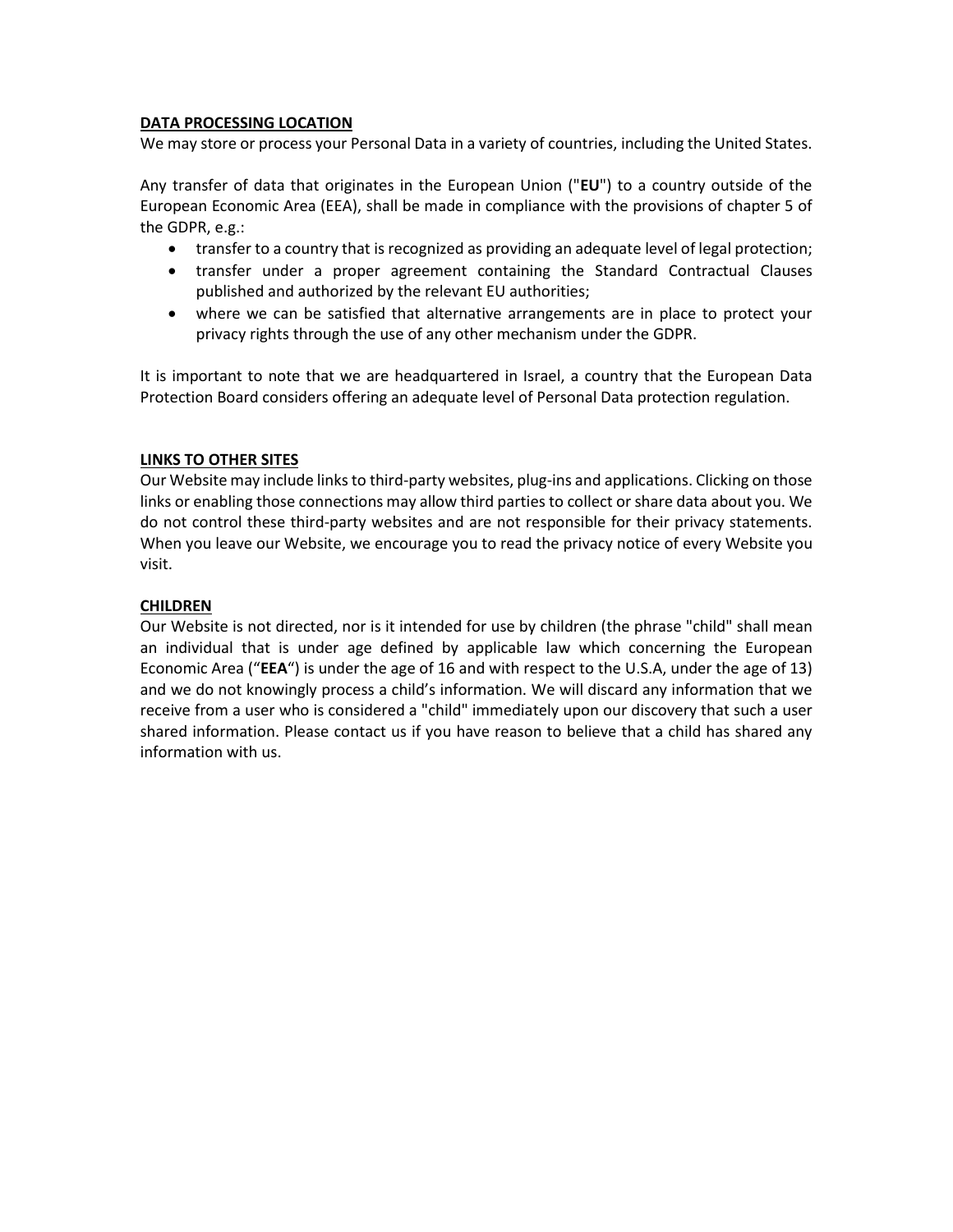## DATA PROCESSING LOCATION

We may store or process your Personal Data in a variety of countries, including the United States.

Any transfer of data that originates in the European Union ("**EU**") to a country outside of the European Economic Area (EEA), shall be made in compliance with the provisions of chapter 5 of the GDPR, e.g.:

- transfer to a country that is recognized as providing an adequate level of legal protection;
- transfer under a proper agreement containing the Standard Contractual Clauses published and authorized by the relevant EU authorities;
- where we can be satisfied that alternative arrangements are in place to protect your privacy rights through the use of any other mechanism under the GDPR.

It is important to note that we are headquartered in Israel, a country that the European Data Protection Board considers offering an adequate level of Personal Data protection regulation.

## LINKS TO OTHER SITES

Our Website may include links to third-party websites, plug-ins and applications. Clicking on those links or enabling those connections may allow third parties to collect or share data about you. We do not control these third-party websites and are not responsible for their privacy statements. When you leave our Website, we encourage you to read the privacy notice of every Website you visit.

## CHILDREN

Our Website is not directed, nor is it intended for use by children (the phrase "child" shall mean an individual that is under age defined by applicable law which concerning the European Economic Area ("**EEA**") is under the age of 16 and with respect to the U.S.A, under the age of 13) and we do not knowingly process a child's information. We will discard any information that we receive from a user who is considered a "child" immediately upon our discovery that such a user shared information. Please contact us if you have reason to believe that a child has shared any information with us.